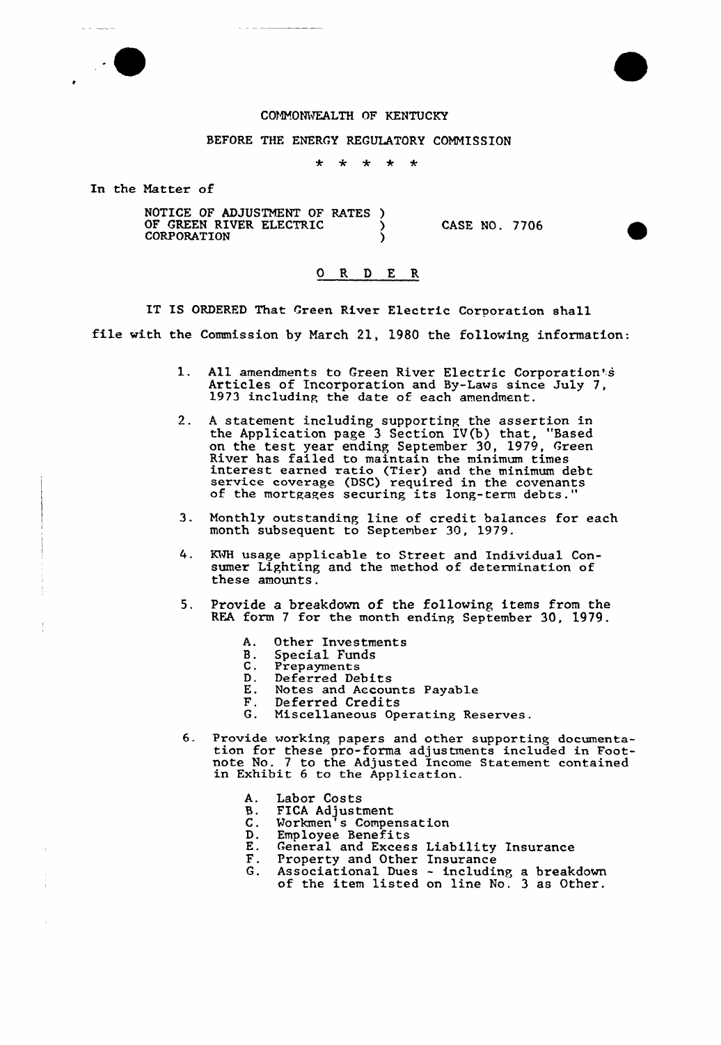COMMONWEALTH OF KENTUCKY

BEFORE THE ENERGY REGULATORY COMMISSION

\* \* \* \* \*

In the Matter of

NOTICE OF ADJUSTMENT OF RATES OF GREEN RIVER ELECTRIC CORPORATION ) CASE NO. 7706

## O R D E R

IT IS ORDERED That Green River Electric Corporation shall file with the Commission by March 21, 1980 the following information:

1. All amendments to Green River Electric Corporation's Articles of Incorporation and By-Laws since July 7, 1973 including the date of each amendment.

2. A statement including supporting the assertion in the Application page 3 Section IV(b) that, "Based on the test year ending September 30, 1979, Green River has failed to maintain the minimum times interest earned ratio (Tier) and the minimum debt service coverage (DSC) required in the covenants of the mortgages securing its long-term debts."

3. Monthly outstanding line of credit balances for each month subsequent to September 30, 1979.

4. KWH usage applicable to Street and Individual Consumer Lighting and the method of determination of these amounts.

5. Provide a breakdown of the following items from the REA form 7 for the month ending September 30, 1979.

   A. Other Investments
   B. Special Funds
   C. Prepayments
   D. Deferred Debits
   E. Notes and Accounts Payable
   F. Deferred Credits
   G. Miscellaneous Operating Reserves.

6. Provide working papers and other supporting documentation for these pro-forma adjustments included in Footnote No. 7 to the Adjusted Income Statement contained in Exhibit 6 to the Application.

   A. Labor Costs
   B. FICA Adjustment
   C. Workmen's Compensation
   D. Employee Benefits
   E. General and Excess Liability Insurance
   F. Property and Other Insurance
   G. Associational Dues - including a breakdown of the item listed on line No. 3 as Other.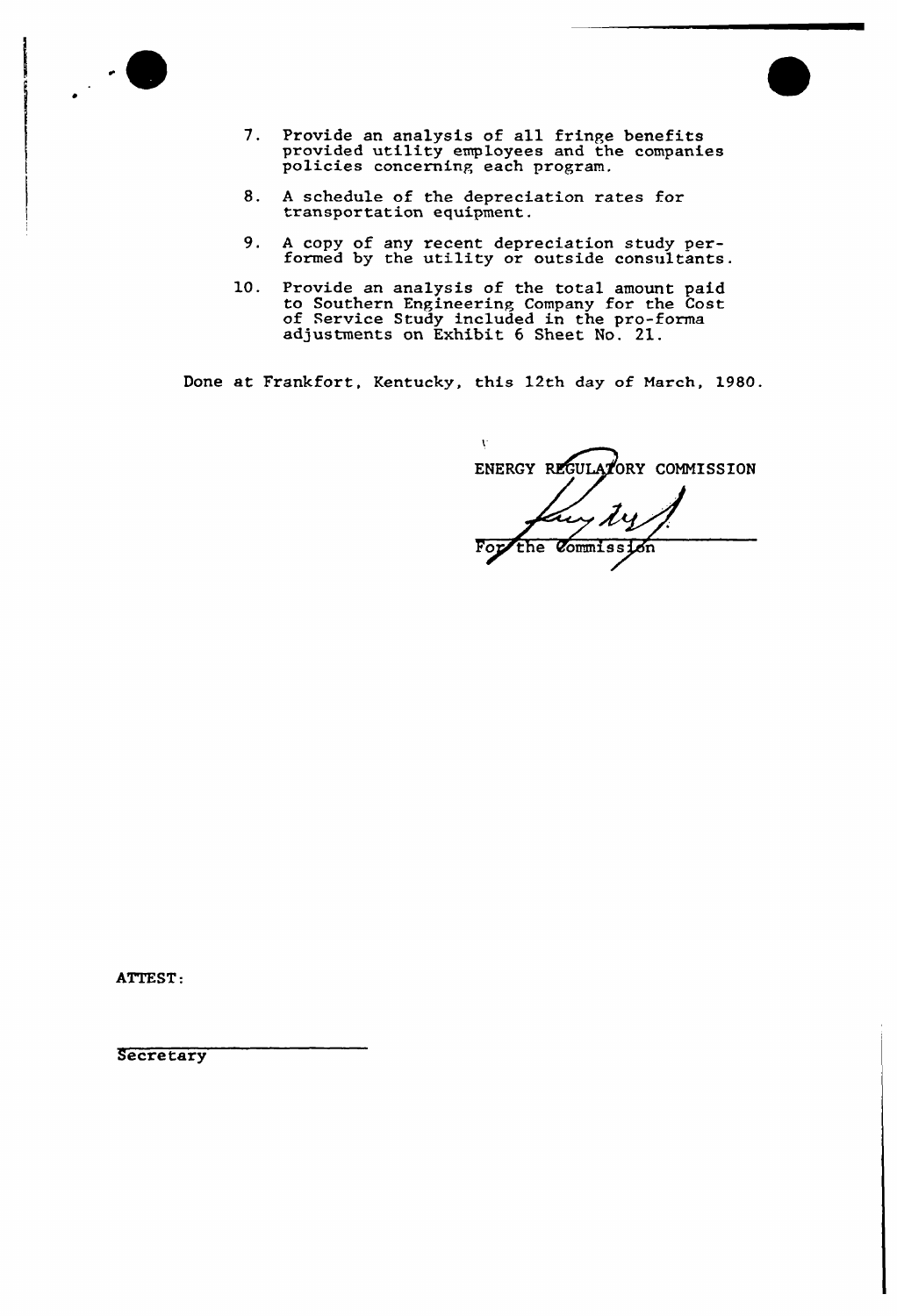7. Provide an analysis of all fringe benefits provided utility employees and the companies policies concerning each program.

8. A schedule of the depreciation rates for transportation equipment.

9. A copy of any recent depreciation study performed by the utility or outside consultants.

10. Provide an analysis of the total amount paid to Southern Engineering Company for the Cost of Service Study included in the pro-forma adjustments on Exhibit 6 Sheet No. 21.

Done at Frankfort, Kentucky, this 12th day of March, 1980.

ENERGY REGULATORY COMMISSION

For the Commission

ATTEST:

Secretary